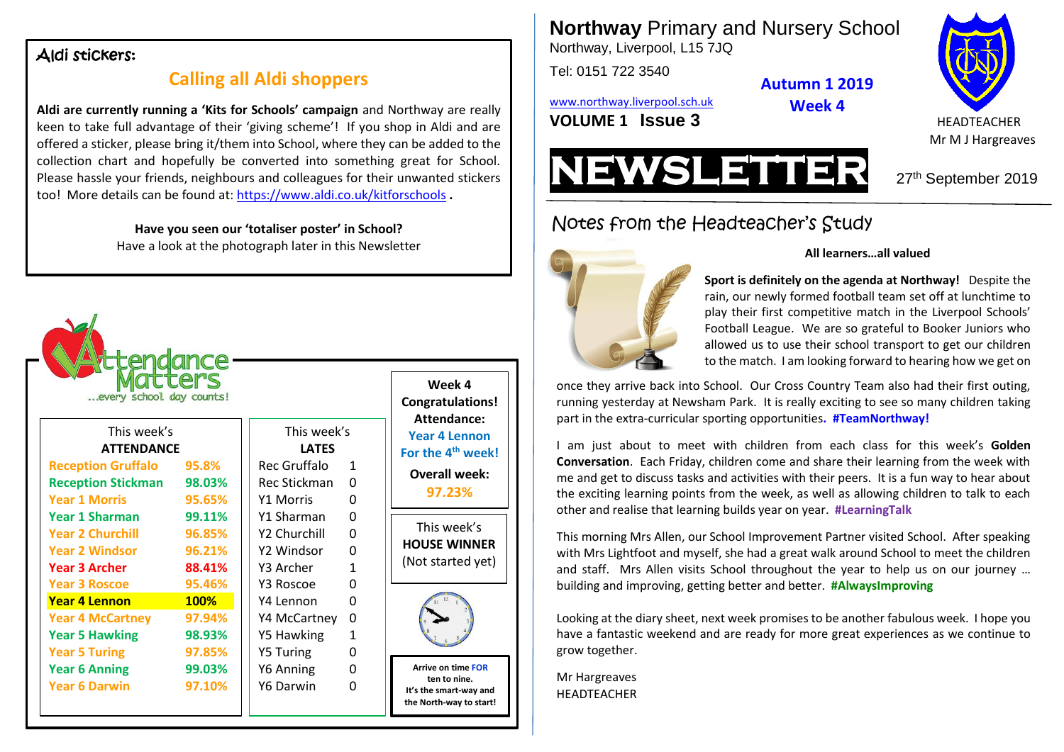# Northway Primary and Nursery School

Northway, Liverpool, L15 7JQ

Tel: 0151 722 3540

www.northway.liverpool.sch.uk

**VOLUME 1 Issue 3**

**Autumn 1 2019**
**Week 4**

HEADTEACHER
Mr M J Hargreaves

# NEWSLETTER

27th September 2019

## Notes from the Headteacher's Study

**All learners…all valued**

**Sport is definitely on the agenda at Northway!** Despite the rain, our newly formed football team set off at lunchtime to play their first competitive match in the Liverpool Schools' Football League. We are so grateful to Booker Juniors who allowed us to use their school transport to get our children to the match. I am looking forward to hearing how we get on once they arrive back into School. Our Cross Country Team also had their first outing, running yesterday at Newsham Park. It is really exciting to see so many children taking part in the extra-curricular sporting opportunities. **#TeamNorthway!**

I am just about to meet with children from each class for this week's **Golden Conversation**. Each Friday, children come and share their learning from the week with me and get to discuss tasks and activities with their peers. It is a fun way to hear about the exciting learning points from the week, as well as allowing children to talk to each other and realise that learning builds year on year. **#LearningTalk**

This morning Mrs Allen, our School Improvement Partner visited School. After speaking with Mrs Lightfoot and myself, she had a great walk around School to meet the children and staff. Mrs Allen visits School throughout the year to help us on our journey … building and improving, getting better and better. **#AlwaysImproving**

Looking at the diary sheet, next week promises to be another fabulous week. I hope you have a fantastic weekend and are ready for more great experiences as we continue to grow together.

Mr Hargreaves
HEADTEACHER

## Aldi stickers:

### Calling all Aldi shoppers

**Aldi are currently running a 'Kits for Schools' campaign** and Northway are really keen to take full advantage of their 'giving scheme'! If you shop in Aldi and are offered a sticker, please bring it/them into School, where they can be added to the collection chart and hopefully be converted into something great for School. Please hassle your friends, neighbours and colleagues for their unwanted stickers too! More details can be found at: https://www.aldi.co.uk/kitforschools .

**Have you seen our 'totaliser poster' in School?**
Have a look at the photograph later in this Newsletter

## Attendance Matters

…every school day counts!

| This week's ATTENDANCE | |
|---|---|
| Reception Gruffalo | 95.8% |
| Reception Stickman | 98.03% |
| Year 1 Morris | 95.65% |
| Year 1 Sharman | 99.11% |
| Year 2 Churchill | 96.85% |
| Year 2 Windsor | 96.21% |
| Year 3 Archer | 88.41% |
| Year 3 Roscoe | 95.46% |
| **Year 4 Lennon** | **100%** |
| Year 4 McCartney | 97.94% |
| Year 5 Hawking | 98.93% |
| Year 5 Turing | 97.85% |
| Year 6 Anning | 99.03% |
| Year 6 Darwin | 97.10% |

| This week's LATES | |
|---|---|
| Rec Gruffalo | 1 |
| Rec Stickman | 0 |
| Y1 Morris | 0 |
| Y1 Sharman | 0 |
| Y2 Churchill | 0 |
| Y2 Windsor | 0 |
| Y3 Archer | 1 |
| Y3 Roscoe | 0 |
| Y4 Lennon | 0 |
| Y4 McCartney | 0 |
| Y5 Hawking | 1 |
| Y5 Turing | 0 |
| Y6 Anning | 0 |
| Y6 Darwin | 0 |

**Week 4 Congratulations! Attendance:**
**Year 4 Lennon**
**For the 4th week!**

**Overall week:**
**97.23%**

This week's **HOUSE WINNER**
(Not started yet)

**Arrive on time FOR ten to nine.**
**It's the smart-way and the North-way to start!**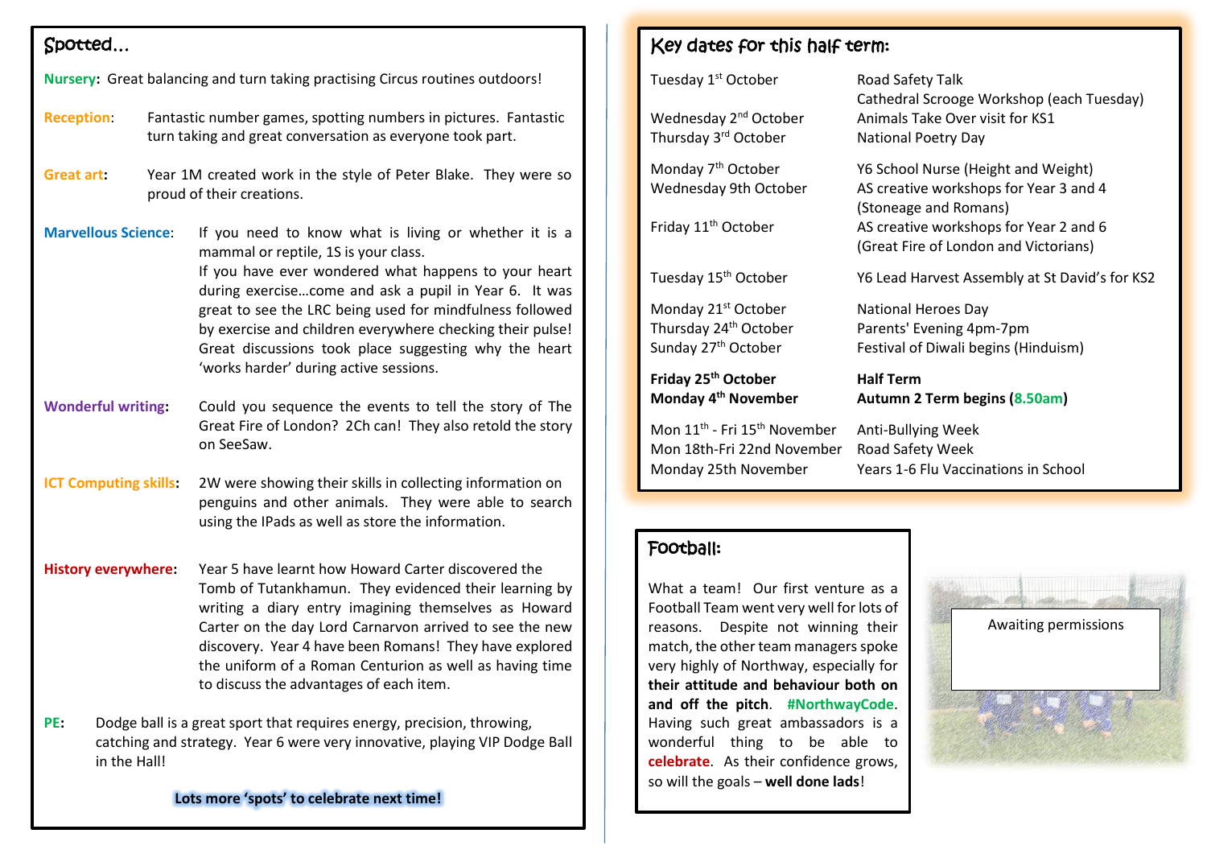## Spotted…

**Nursery:** Great balancing and turn taking practising Circus routines outdoors!

**Reception:** Fantastic number games, spotting numbers in pictures. Fantastic turn taking and great conversation as everyone took part.

**Great art:** Year 1M created work in the style of Peter Blake. They were so proud of their creations.

**Marvellous Science:** If you need to know what is living or whether it is a mammal or reptile, 1S is your class.
If you have ever wondered what happens to your heart during exercise…come and ask a pupil in Year 6. It was great to see the LRC being used for mindfulness followed by exercise and children everywhere checking their pulse! Great discussions took place suggesting why the heart 'works harder' during active sessions.

**Wonderful writing:** Could you sequence the events to tell the story of The Great Fire of London? 2Ch can! They also retold the story on SeeSaw.

**ICT Computing skills:** 2W were showing their skills in collecting information on penguins and other animals. They were able to search using the IPads as well as store the information.

**History everywhere:** Year 5 have learnt how Howard Carter discovered the Tomb of Tutankhamun. They evidenced their learning by writing a diary entry imagining themselves as Howard Carter on the day Lord Carnarvon arrived to see the new discovery. Year 4 have been Romans! They have explored the uniform of a Roman Centurion as well as having time to discuss the advantages of each item.

**PE:** Dodge ball is a great sport that requires energy, precision, throwing, catching and strategy. Year 6 were very innovative, playing VIP Dodge Ball in the Hall!

**Lots more 'spots' to celebrate next time!**

## Key dates for this half term:

| | |
|---|---|
| Tuesday 1st October | Road Safety Talk |
| | Cathedral Scrooge Workshop (each Tuesday) |
| Wednesday 2nd October | Animals Take Over visit for KS1 |
| Thursday 3rd October | National Poetry Day |
| Monday 7th October | Y6 School Nurse (Height and Weight) |
| Wednesday 9th October | AS creative workshops for Year 3 and 4 (Stoneage and Romans) |
| Friday 11th October | AS creative workshops for Year 2 and 6 (Great Fire of London and Victorians) |
| Tuesday 15th October | Y6 Lead Harvest Assembly at St David's for KS2 |
| Monday 21st October | National Heroes Day |
| Thursday 24th October | Parents' Evening 4pm-7pm |
| Sunday 27th October | Festival of Diwali begins (Hinduism) |
| **Friday 25th October** | **Half Term** |
| **Monday 4th November** | **Autumn 2 Term begins (8.50am)** |
| Mon 11th - Fri 15th November | Anti-Bullying Week |
| Mon 18th-Fri 22nd November | Road Safety Week |
| Monday 25th November | Years 1-6 Flu Vaccinations in School |

## Football:

What a team! Our first venture as a Football Team went very well for lots of reasons. Despite not winning their match, the other team managers spoke very highly of Northway, especially for **their attitude and behaviour both on and off the pitch**. **#NorthwayCode**. Having such great ambassadors is a wonderful thing to be able to **celebrate**. As their confidence grows, so will the goals – **well done lads**!

Awaiting permissions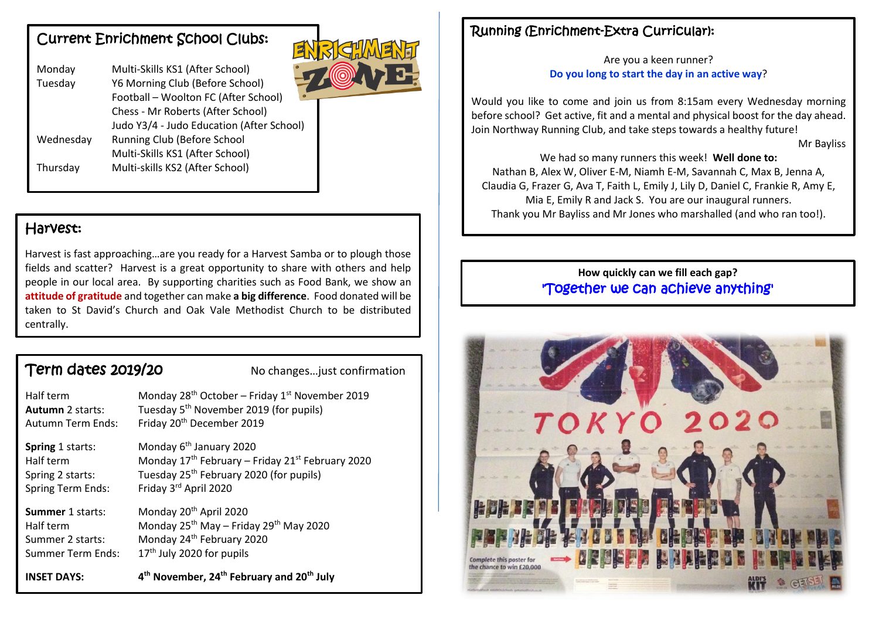## Current Enrichment School Clubs:

| | |
|---|---|
| Monday | Multi-Skills KS1 (After School) |
| Tuesday | Y6 Morning Club (Before School) |
| | Football – Woolton FC (After School) |
| | Chess - Mr Roberts (After School) |
| | Judo Y3/4 - Judo Education (After School) |
| Wednesday | Running Club (Before School |
| | Multi-Skills KS1 (After School) |
| Thursday | Multi-skills KS2 (After School) |

## Harvest:

Harvest is fast approaching…are you ready for a Harvest Samba or to plough those fields and scatter? Harvest is a great opportunity to share with others and help people in our local area. By supporting charities such as Food Bank, we show an **attitude of gratitude** and together can make **a big difference**. Food donated will be taken to St David's Church and Oak Vale Methodist Church to be distributed centrally.

## Term dates 2019/20

No changes…just confirmation

| | |
|---|---|
| Half term | Monday 28th October – Friday 1st November 2019 |
| **Autumn** 2 starts: | Tuesday 5th November 2019 (for pupils) |
| Autumn Term Ends: | Friday 20th December 2019 |
| **Spring** 1 starts: | Monday 6th January 2020 |
| Half term | Monday 17th February – Friday 21st February 2020 |
| Spring 2 starts: | Tuesday 25th February 2020 (for pupils) |
| Spring Term Ends: | Friday 3rd April 2020 |
| **Summer** 1 starts: | Monday 20th April 2020 |
| Half term | Monday 25th May – Friday 29th May 2020 |
| Summer 2 starts: | Monday 24th February 2020 |
| Summer Term Ends: | 17th July 2020 for pupils |
| **INSET DAYS:** | **4th November, 24th February and 20th July** |

## Running (Enrichment-Extra Curricular):

Are you a keen runner?

**Do you long to start the day in an active way**?

Would you like to come and join us from 8:15am every Wednesday morning before school? Get active, fit and a mental and physical boost for the day ahead. Join Northway Running Club, and take steps towards a healthy future!

Mr Bayliss

We had so many runners this week! **Well done to:**
Nathan B, Alex W, Oliver E-M, Niamh E-M, Savannah C, Max B, Jenna A, Claudia G, Frazer G, Ava T, Faith L, Emily J, Lily D, Daniel C, Frankie R, Amy E, Mia E, Emily R and Jack S. You are our inaugural runners.
Thank you Mr Bayliss and Mr Jones who marshalled (and who ran too!).

**How quickly can we fill each gap?**

'Together we can achieve anything'